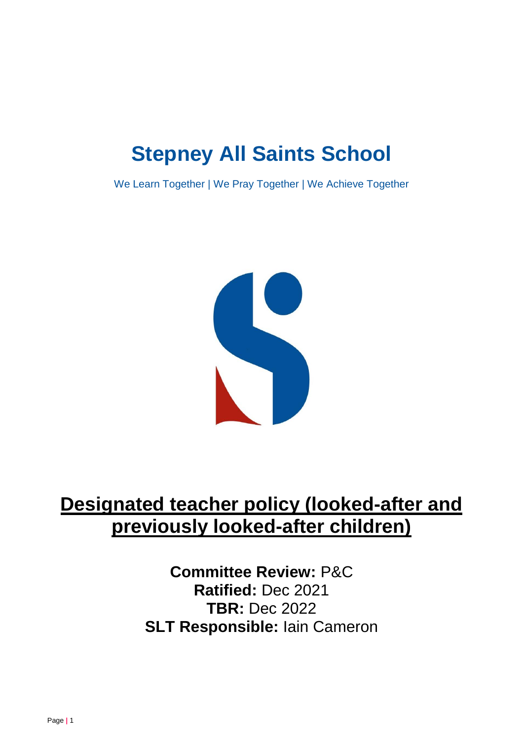# Stepney All Saints School

We Learn Together | We Pray Together | We Achieve Together

## Designated teacher policy (looked-after and previously looked-after children)

**Committee Review:** P&C
**Ratified:** Dec 2021
**TBR:** Dec 2022
**SLT Responsible:** Iain Cameron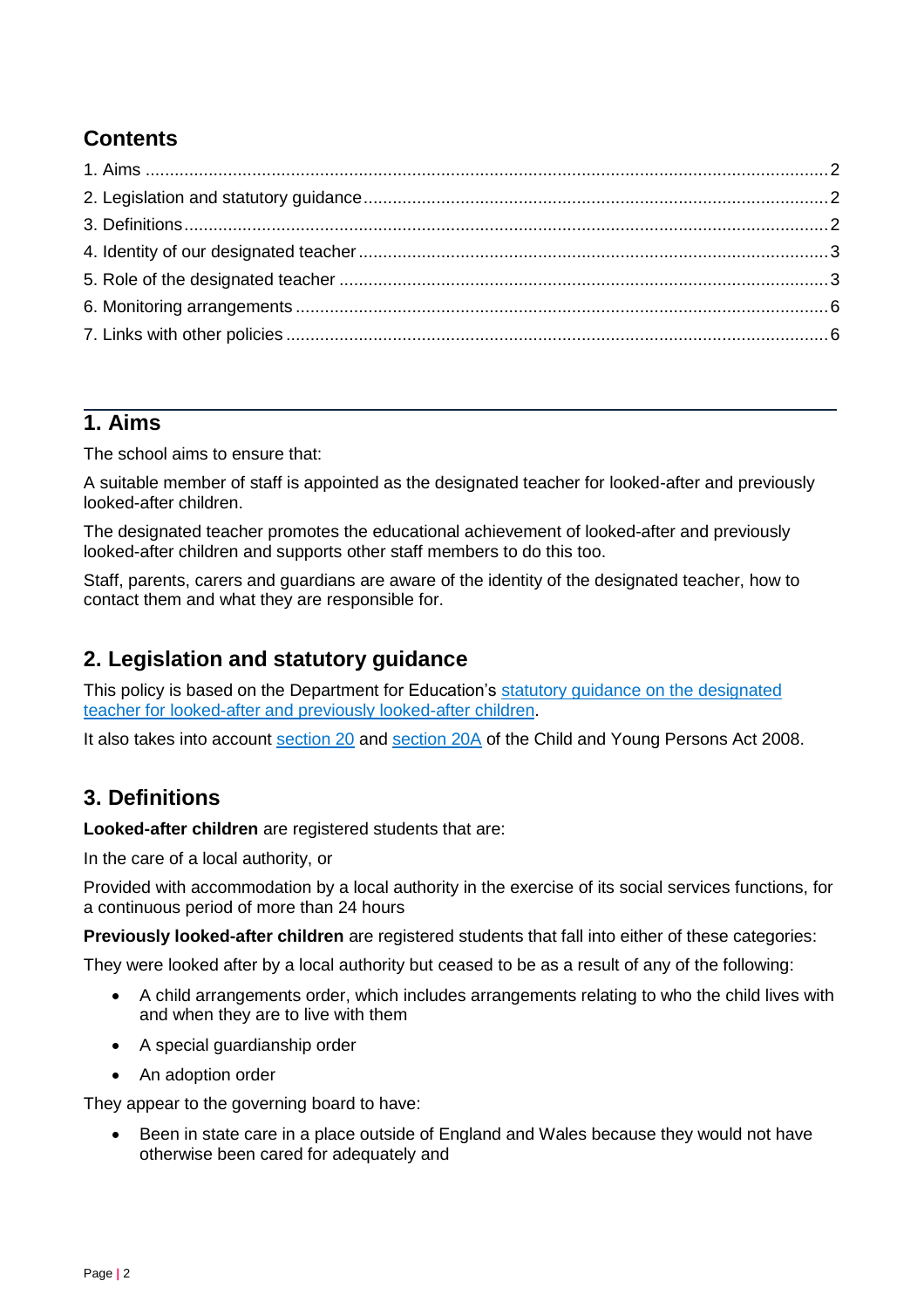## Contents

1. Aims ..... 2
2. Legislation and statutory guidance ..... 2
3. Definitions ..... 2
4. Identity of our designated teacher ..... 3
5. Role of the designated teacher ..... 3
6. Monitoring arrangements ..... 6
7. Links with other policies ..... 6

## 1. Aims

The school aims to ensure that:

A suitable member of staff is appointed as the designated teacher for looked-after and previously looked-after children.

The designated teacher promotes the educational achievement of looked-after and previously looked-after children and supports other staff members to do this too.

Staff, parents, carers and guardians are aware of the identity of the designated teacher, how to contact them and what they are responsible for.

## 2. Legislation and statutory guidance

This policy is based on the Department for Education's statutory guidance on the designated teacher for looked-after and previously looked-after children.

It also takes into account section 20 and section 20A of the Child and Young Persons Act 2008.

## 3. Definitions

**Looked-after children** are registered students that are:

In the care of a local authority, or

Provided with accommodation by a local authority in the exercise of its social services functions, for a continuous period of more than 24 hours

**Previously looked-after children** are registered students that fall into either of these categories:

They were looked after by a local authority but ceased to be as a result of any of the following:

- A child arrangements order, which includes arrangements relating to who the child lives with and when they are to live with them
- A special guardianship order
- An adoption order

They appear to the governing board to have:

- Been in state care in a place outside of England and Wales because they would not have otherwise been cared for adequately and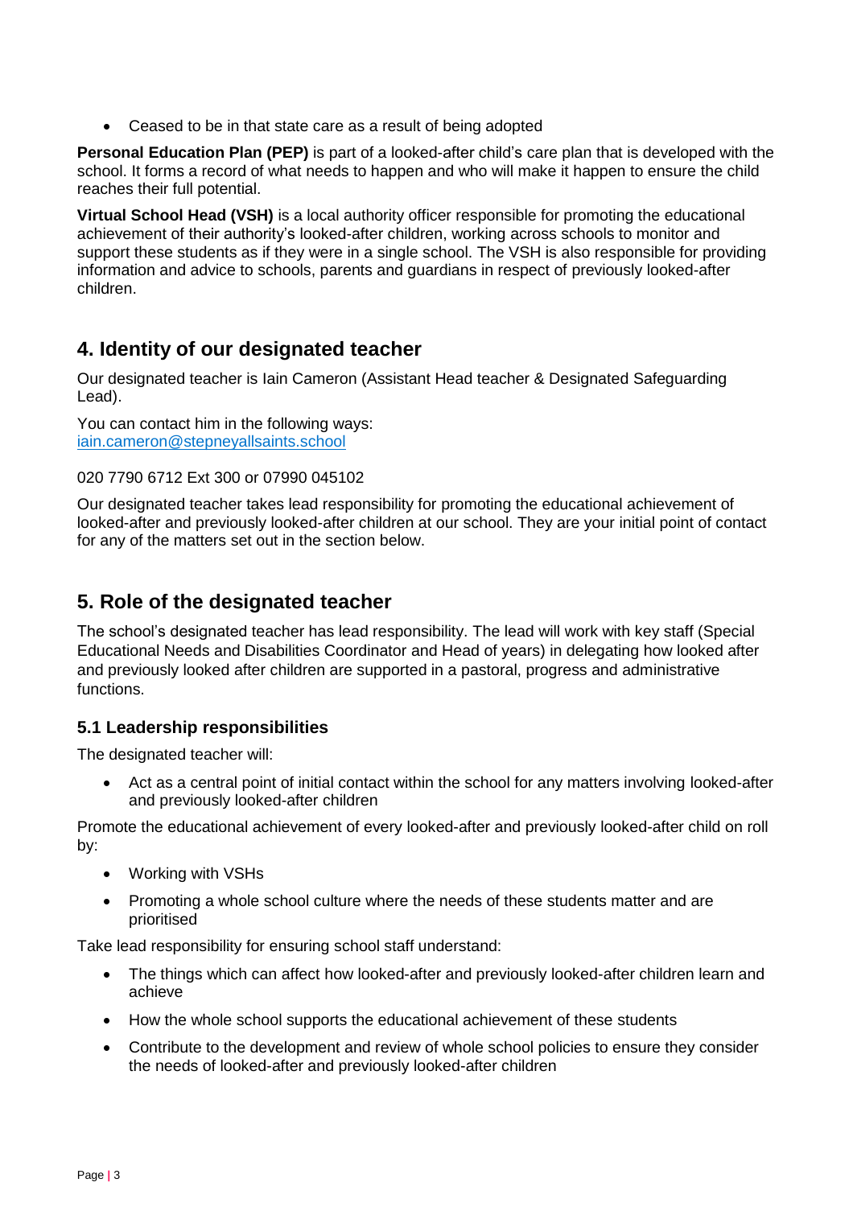- Ceased to be in that state care as a result of being adopted

**Personal Education Plan (PEP)** is part of a looked-after child's care plan that is developed with the school. It forms a record of what needs to happen and who will make it happen to ensure the child reaches their full potential.

**Virtual School Head (VSH)** is a local authority officer responsible for promoting the educational achievement of their authority's looked-after children, working across schools to monitor and support these students as if they were in a single school. The VSH is also responsible for providing information and advice to schools, parents and guardians in respect of previously looked-after children.

## 4. Identity of our designated teacher

Our designated teacher is Iain Cameron (Assistant Head teacher & Designated Safeguarding Lead).

You can contact him in the following ways:
iain.cameron@stepneyallsaints.school

020 7790 6712 Ext 300 or 07990 045102

Our designated teacher takes lead responsibility for promoting the educational achievement of looked-after and previously looked-after children at our school. They are your initial point of contact for any of the matters set out in the section below.

## 5. Role of the designated teacher

The school's designated teacher has lead responsibility. The lead will work with key staff (Special Educational Needs and Disabilities Coordinator and Head of years) in delegating how looked after and previously looked after children are supported in a pastoral, progress and administrative functions.

### 5.1 Leadership responsibilities

The designated teacher will:

- Act as a central point of initial contact within the school for any matters involving looked-after and previously looked-after children

Promote the educational achievement of every looked-after and previously looked-after child on roll by:

- Working with VSHs
- Promoting a whole school culture where the needs of these students matter and are prioritised

Take lead responsibility for ensuring school staff understand:

- The things which can affect how looked-after and previously looked-after children learn and achieve
- How the whole school supports the educational achievement of these students
- Contribute to the development and review of whole school policies to ensure they consider the needs of looked-after and previously looked-after children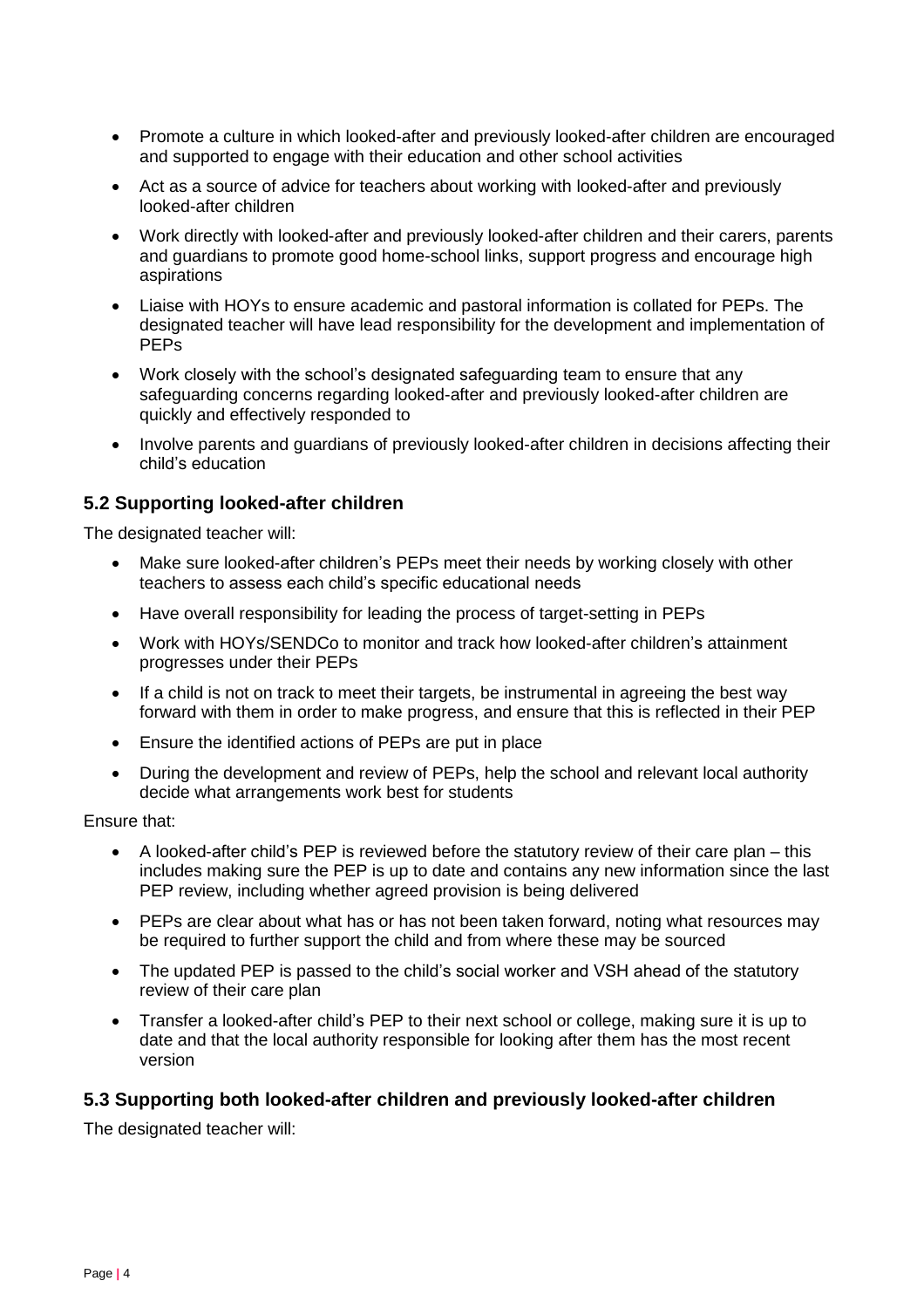- Promote a culture in which looked-after and previously looked-after children are encouraged and supported to engage with their education and other school activities
- Act as a source of advice for teachers about working with looked-after and previously looked-after children
- Work directly with looked-after and previously looked-after children and their carers, parents and guardians to promote good home-school links, support progress and encourage high aspirations
- Liaise with HOYs to ensure academic and pastoral information is collated for PEPs. The designated teacher will have lead responsibility for the development and implementation of PEPs
- Work closely with the school's designated safeguarding team to ensure that any safeguarding concerns regarding looked-after and previously looked-after children are quickly and effectively responded to
- Involve parents and guardians of previously looked-after children in decisions affecting their child's education

### 5.2 Supporting looked-after children

The designated teacher will:

- Make sure looked-after children's PEPs meet their needs by working closely with other teachers to assess each child's specific educational needs
- Have overall responsibility for leading the process of target-setting in PEPs
- Work with HOYs/SENDCo to monitor and track how looked-after children's attainment progresses under their PEPs
- If a child is not on track to meet their targets, be instrumental in agreeing the best way forward with them in order to make progress, and ensure that this is reflected in their PEP
- Ensure the identified actions of PEPs are put in place
- During the development and review of PEPs, help the school and relevant local authority decide what arrangements work best for students

Ensure that:

- A looked-after child's PEP is reviewed before the statutory review of their care plan – this includes making sure the PEP is up to date and contains any new information since the last PEP review, including whether agreed provision is being delivered
- PEPs are clear about what has or has not been taken forward, noting what resources may be required to further support the child and from where these may be sourced
- The updated PEP is passed to the child's social worker and VSH ahead of the statutory review of their care plan
- Transfer a looked-after child's PEP to their next school or college, making sure it is up to date and that the local authority responsible for looking after them has the most recent version

### 5.3 Supporting both looked-after children and previously looked-after children

The designated teacher will: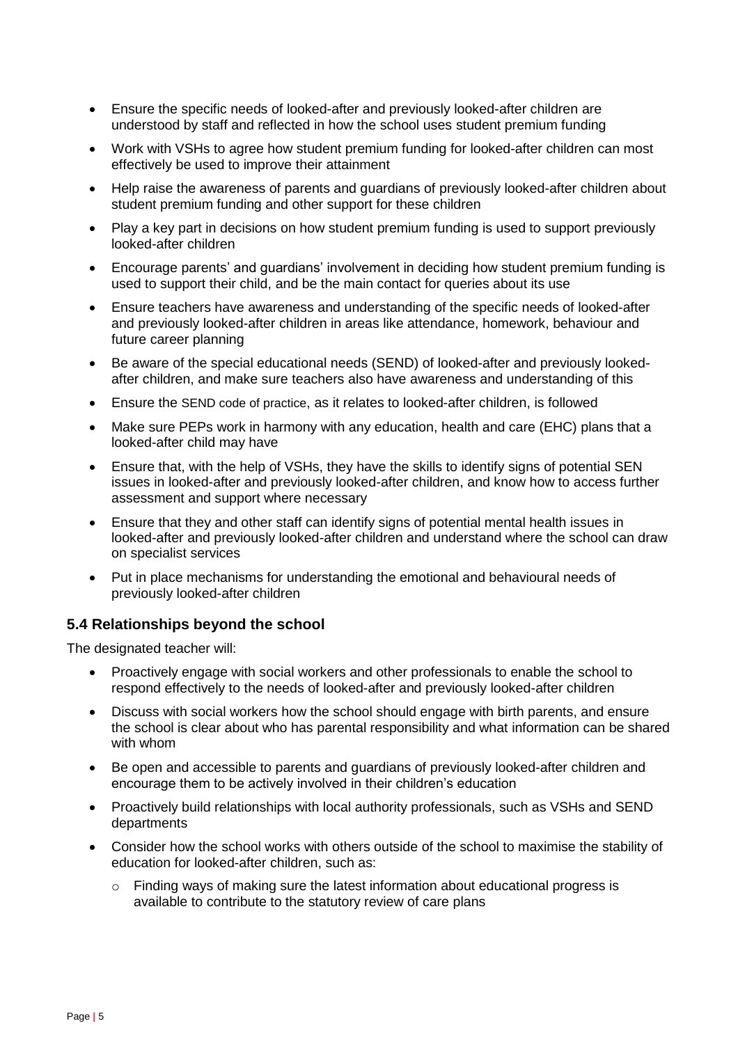- Ensure the specific needs of looked-after and previously looked-after children are understood by staff and reflected in how the school uses student premium funding
- Work with VSHs to agree how student premium funding for looked-after children can most effectively be used to improve their attainment
- Help raise the awareness of parents and guardians of previously looked-after children about student premium funding and other support for these children
- Play a key part in decisions on how student premium funding is used to support previously looked-after children
- Encourage parents' and guardians' involvement in deciding how student premium funding is used to support their child, and be the main contact for queries about its use
- Ensure teachers have awareness and understanding of the specific needs of looked-after and previously looked-after children in areas like attendance, homework, behaviour and future career planning
- Be aware of the special educational needs (SEND) of looked-after and previously looked-after children, and make sure teachers also have awareness and understanding of this
- Ensure the SEND code of practice, as it relates to looked-after children, is followed
- Make sure PEPs work in harmony with any education, health and care (EHC) plans that a looked-after child may have
- Ensure that, with the help of VSHs, they have the skills to identify signs of potential SEN issues in looked-after and previously looked-after children, and know how to access further assessment and support where necessary
- Ensure that they and other staff can identify signs of potential mental health issues in looked-after and previously looked-after children and understand where the school can draw on specialist services
- Put in place mechanisms for understanding the emotional and behavioural needs of previously looked-after children

### 5.4 Relationships beyond the school

The designated teacher will:

- Proactively engage with social workers and other professionals to enable the school to respond effectively to the needs of looked-after and previously looked-after children
- Discuss with social workers how the school should engage with birth parents, and ensure the school is clear about who has parental responsibility and what information can be shared with whom
- Be open and accessible to parents and guardians of previously looked-after children and encourage them to be actively involved in their children's education
- Proactively build relationships with local authority professionals, such as VSHs and SEND departments
- Consider how the school works with others outside of the school to maximise the stability of education for looked-after children, such as:
  - Finding ways of making sure the latest information about educational progress is available to contribute to the statutory review of care plans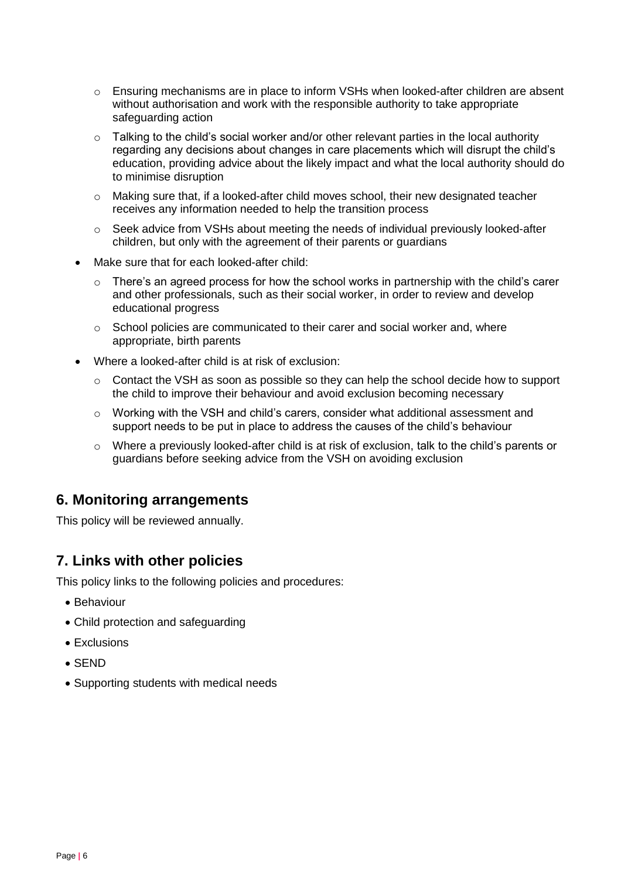- Ensuring mechanisms are in place to inform VSHs when looked-after children are absent without authorisation and work with the responsible authority to take appropriate safeguarding action
    - Talking to the child's social worker and/or other relevant parties in the local authority regarding any decisions about changes in care placements which will disrupt the child's education, providing advice about the likely impact and what the local authority should do to minimise disruption
    - Making sure that, if a looked-after child moves school, their new designated teacher receives any information needed to help the transition process
    - Seek advice from VSHs about meeting the needs of individual previously looked-after children, but only with the agreement of their parents or guardians
- Make sure that for each looked-after child:
    - There's an agreed process for how the school works in partnership with the child's carer and other professionals, such as their social worker, in order to review and develop educational progress
    - School policies are communicated to their carer and social worker and, where appropriate, birth parents
- Where a looked-after child is at risk of exclusion:
    - Contact the VSH as soon as possible so they can help the school decide how to support the child to improve their behaviour and avoid exclusion becoming necessary
    - Working with the VSH and child's carers, consider what additional assessment and support needs to be put in place to address the causes of the child's behaviour
    - Where a previously looked-after child is at risk of exclusion, talk to the child's parents or guardians before seeking advice from the VSH on avoiding exclusion

## 6. Monitoring arrangements

This policy will be reviewed annually.

## 7. Links with other policies

This policy links to the following policies and procedures:

- Behaviour
- Child protection and safeguarding
- Exclusions
- SEND
- Supporting students with medical needs